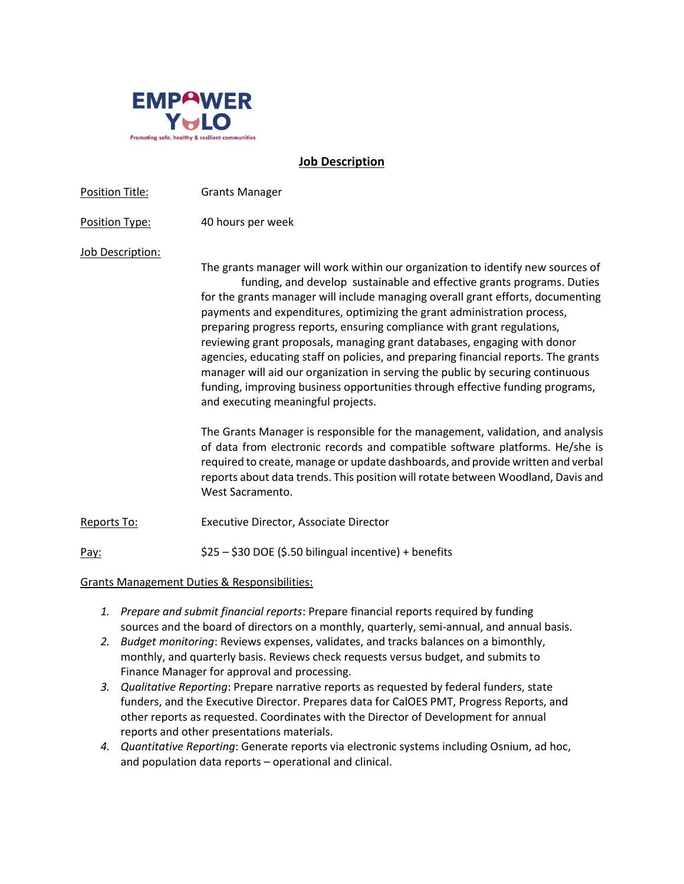EMPOWER YOLO

Promoting safe, healthy & resilient communities

## Job Description

Position Title: Grants Manager

Position Type: 40 hours per week

Job Description:

The grants manager will work within our organization to identify new sources of funding, and develop sustainable and effective grants programs. Duties for the grants manager will include managing overall grant efforts, documenting payments and expenditures, optimizing the grant administration process, preparing progress reports, ensuring compliance with grant regulations, reviewing grant proposals, managing grant databases, engaging with donor agencies, educating staff on policies, and preparing financial reports. The grants manager will aid our organization in serving the public by securing continuous funding, improving business opportunities through effective funding programs, and executing meaningful projects.

The Grants Manager is responsible for the management, validation, and analysis of data from electronic records and compatible software platforms. He/she is required to create, manage or update dashboards, and provide written and verbal reports about data trends. This position will rotate between Woodland, Davis and West Sacramento.

Reports To: Executive Director, Associate Director

Pay: $25 – $30 DOE ($.50 bilingual incentive) + benefits

Grants Management Duties & Responsibilities:

1. *Prepare and submit financial reports*: Prepare financial reports required by funding sources and the board of directors on a monthly, quarterly, semi-annual, and annual basis.
2. *Budget monitoring*: Reviews expenses, validates, and tracks balances on a bimonthly, monthly, and quarterly basis. Reviews check requests versus budget, and submits to Finance Manager for approval and processing.
3. *Qualitative Reporting*: Prepare narrative reports as requested by federal funders, state funders, and the Executive Director. Prepares data for CalOES PMT, Progress Reports, and other reports as requested. Coordinates with the Director of Development for annual reports and other presentations materials.
4. *Quantitative Reporting*: Generate reports via electronic systems including Osnium, ad hoc, and population data reports – operational and clinical.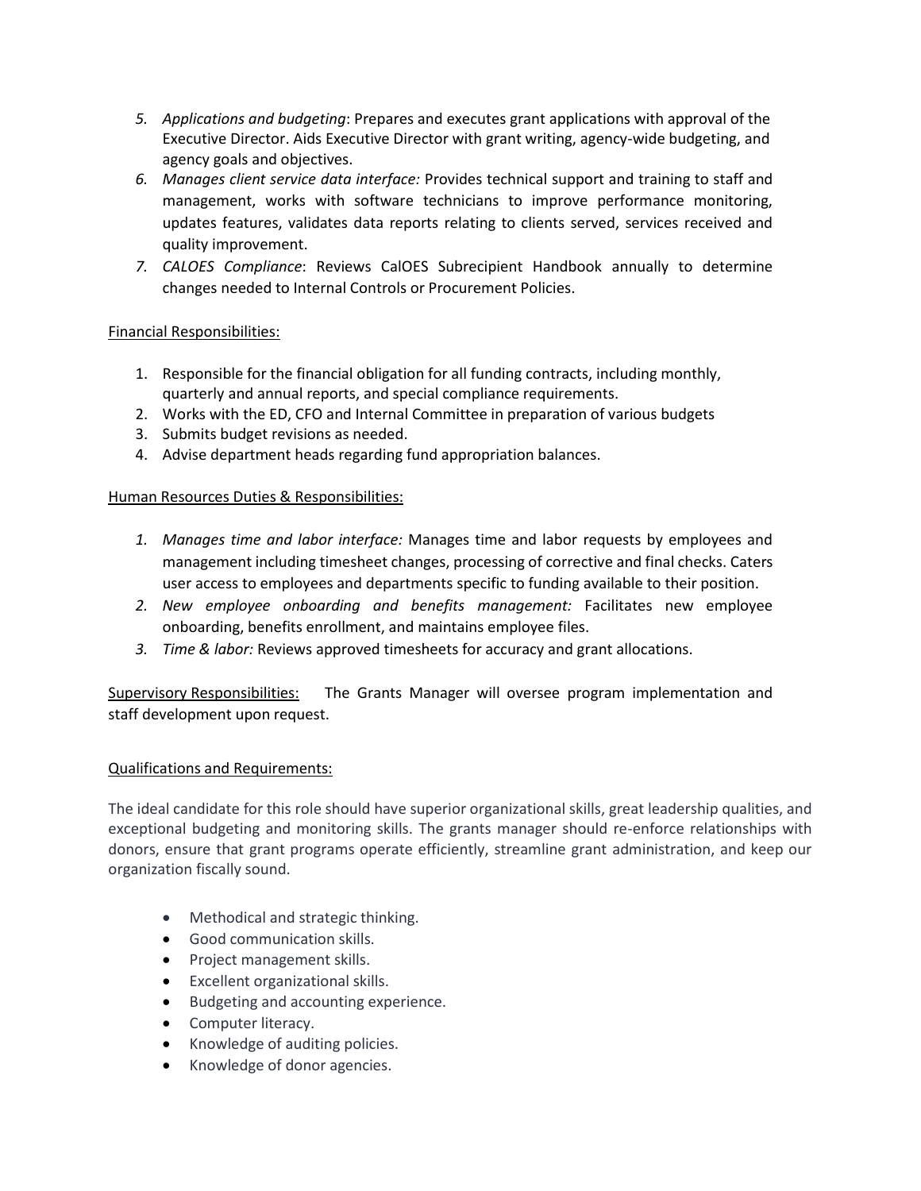5. *Applications and budgeting*: Prepares and executes grant applications with approval of the Executive Director. Aids Executive Director with grant writing, agency-wide budgeting, and agency goals and objectives.
6. *Manages client service data interface:* Provides technical support and training to staff and management, works with software technicians to improve performance monitoring, updates features, validates data reports relating to clients served, services received and quality improvement.
7. *CALOES Compliance*: Reviews CalOES Subrecipient Handbook annually to determine changes needed to Internal Controls or Procurement Policies.

<u>Financial Responsibilities:</u>

1. Responsible for the financial obligation for all funding contracts, including monthly, quarterly and annual reports, and special compliance requirements.
2. Works with the ED, CFO and Internal Committee in preparation of various budgets
3. Submits budget revisions as needed.
4. Advise department heads regarding fund appropriation balances.

<u>Human Resources Duties & Responsibilities:</u>

1. *Manages time and labor interface:* Manages time and labor requests by employees and management including timesheet changes, processing of corrective and final checks. Caters user access to employees and departments specific to funding available to their position.
2. *New employee onboarding and benefits management:* Facilitates new employee onboarding, benefits enrollment, and maintains employee files.
3. *Time & labor:* Reviews approved timesheets for accuracy and grant allocations.

<u>Supervisory Responsibilities:</u> The Grants Manager will oversee program implementation and staff development upon request.

<u>Qualifications and Requirements:</u>

The ideal candidate for this role should have superior organizational skills, great leadership qualities, and exceptional budgeting and monitoring skills. The grants manager should re-enforce relationships with donors, ensure that grant programs operate efficiently, streamline grant administration, and keep our organization fiscally sound.

- Methodical and strategic thinking.
- Good communication skills.
- Project management skills.
- Excellent organizational skills.
- Budgeting and accounting experience.
- Computer literacy.
- Knowledge of auditing policies.
- Knowledge of donor agencies.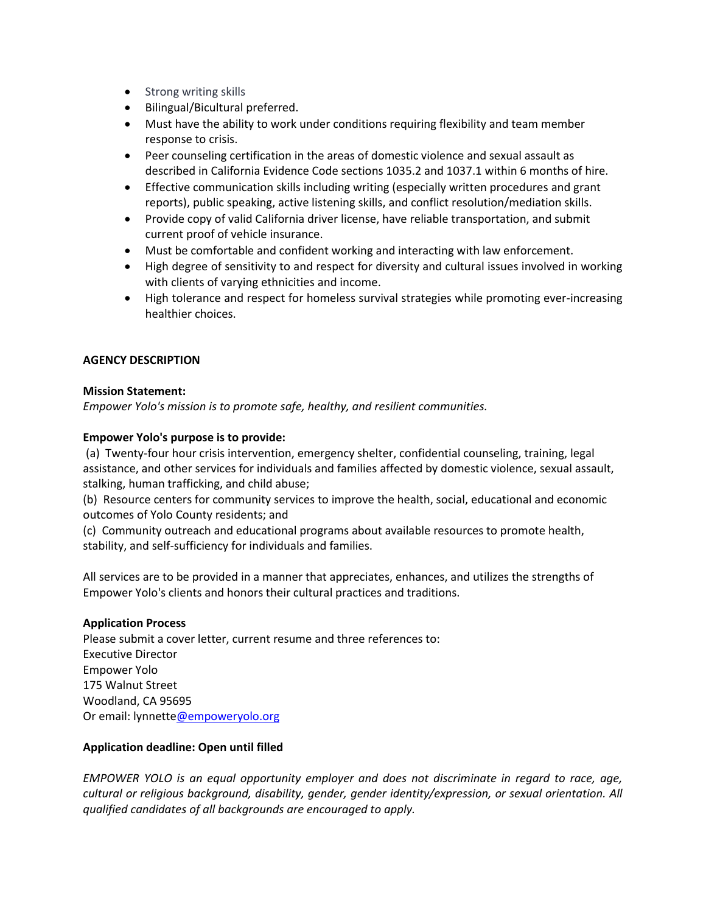- Strong writing skills
- Bilingual/Bicultural preferred.
- Must have the ability to work under conditions requiring flexibility and team member response to crisis.
- Peer counseling certification in the areas of domestic violence and sexual assault as described in California Evidence Code sections 1035.2 and 1037.1 within 6 months of hire.
- Effective communication skills including writing (especially written procedures and grant reports), public speaking, active listening skills, and conflict resolution/mediation skills.
- Provide copy of valid California driver license, have reliable transportation, and submit current proof of vehicle insurance.
- Must be comfortable and confident working and interacting with law enforcement.
- High degree of sensitivity to and respect for diversity and cultural issues involved in working with clients of varying ethnicities and income.
- High tolerance and respect for homeless survival strategies while promoting ever-increasing healthier choices.

**AGENCY DESCRIPTION**

**Mission Statement:**
*Empower Yolo's mission is to promote safe, healthy, and resilient communities.*

**Empower Yolo's purpose is to provide:**
(a) Twenty-four hour crisis intervention, emergency shelter, confidential counseling, training, legal assistance, and other services for individuals and families affected by domestic violence, sexual assault, stalking, human trafficking, and child abuse;
(b) Resource centers for community services to improve the health, social, educational and economic outcomes of Yolo County residents; and
(c) Community outreach and educational programs about available resources to promote health, stability, and self-sufficiency for individuals and families.

All services are to be provided in a manner that appreciates, enhances, and utilizes the strengths of Empower Yolo's clients and honors their cultural practices and traditions.

**Application Process**
Please submit a cover letter, current resume and three references to:
Executive Director
Empower Yolo
175 Walnut Street
Woodland, CA 95695
Or email: lynnette@empoweryolo.org

**Application deadline: Open until filled**

*EMPOWER YOLO is an equal opportunity employer and does not discriminate in regard to race, age, cultural or religious background, disability, gender, gender identity/expression, or sexual orientation. All qualified candidates of all backgrounds are encouraged to apply.*